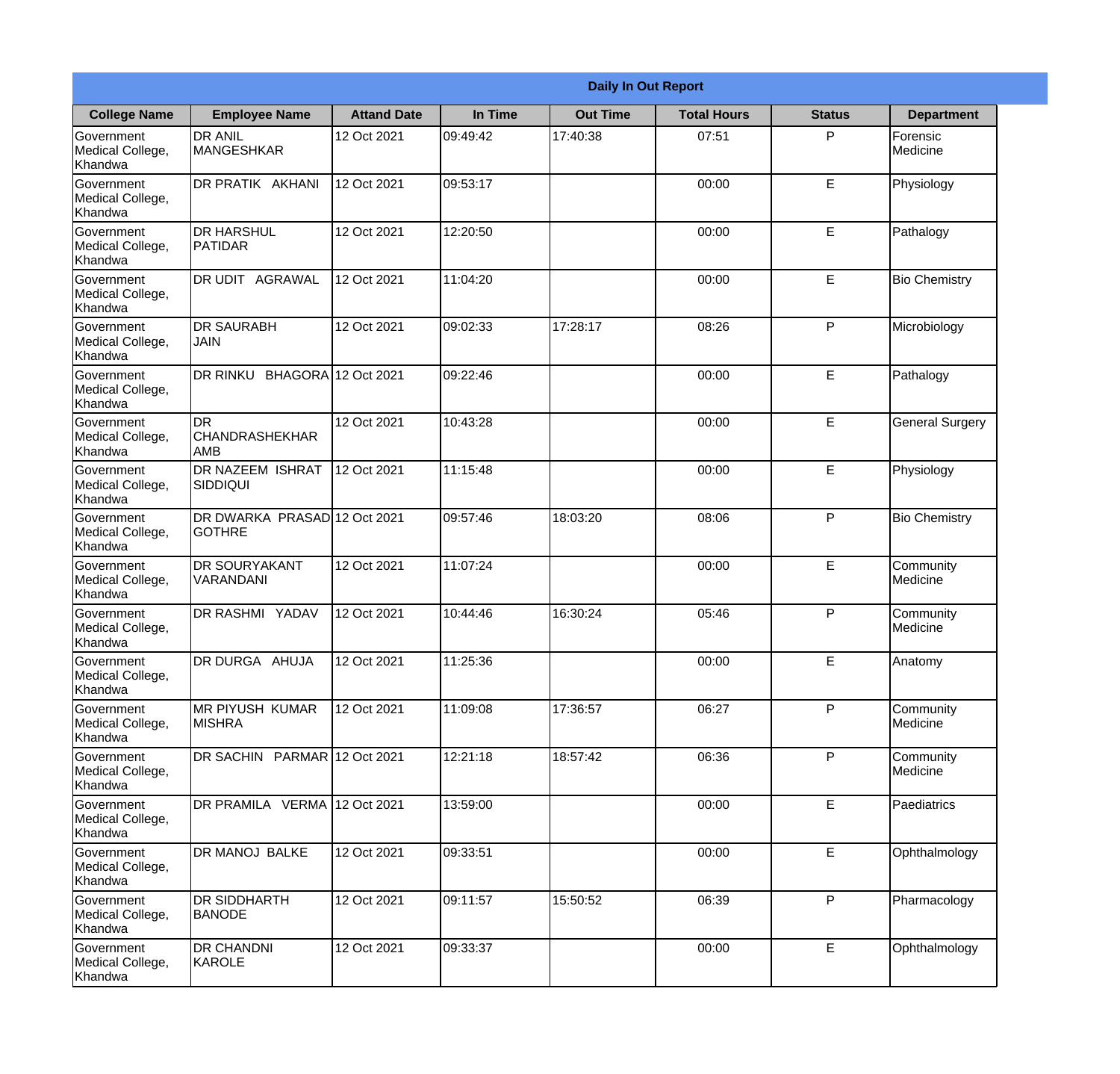| Daily In Out Report | | | | | | | |
|---|---|---|---|---|---|---|---|
| **College Name** | **Employee Name** | **Attand Date** | **In Time** | **Out Time** | **Total Hours** | **Status** | **Department** |
| Government Medical College, Khandwa | DR ANIL MANGESHKAR | 12 Oct 2021 | 09:49:42 | 17:40:38 | 07:51 | P | Forensic Medicine |
| Government Medical College, Khandwa | DR PRATIK AKHANI | 12 Oct 2021 | 09:53:17 | | 00:00 | E | Physiology |
| Government Medical College, Khandwa | DR HARSHUL PATIDAR | 12 Oct 2021 | 12:20:50 | | 00:00 | E | Pathalogy |
| Government Medical College, Khandwa | DR UDIT AGRAWAL | 12 Oct 2021 | 11:04:20 | | 00:00 | E | Bio Chemistry |
| Government Medical College, Khandwa | DR SAURABH JAIN | 12 Oct 2021 | 09:02:33 | 17:28:17 | 08:26 | P | Microbiology |
| Government Medical College, Khandwa | DR RINKU BHAGORA | 12 Oct 2021 | 09:22:46 | | 00:00 | E | Pathalogy |
| Government Medical College, Khandwa | DR CHANDRASHEKHAR AMB | 12 Oct 2021 | 10:43:28 | | 00:00 | E | General Surgery |
| Government Medical College, Khandwa | DR NAZEEM ISHRAT SIDDIQUI | 12 Oct 2021 | 11:15:48 | | 00:00 | E | Physiology |
| Government Medical College, Khandwa | DR DWARKA PRASAD GOTHRE | 12 Oct 2021 | 09:57:46 | 18:03:20 | 08:06 | P | Bio Chemistry |
| Government Medical College, Khandwa | DR SOURYAKANT VARANDANI | 12 Oct 2021 | 11:07:24 | | 00:00 | E | Community Medicine |
| Government Medical College, Khandwa | DR RASHMI YADAV | 12 Oct 2021 | 10:44:46 | 16:30:24 | 05:46 | P | Community Medicine |
| Government Medical College, Khandwa | DR DURGA AHUJA | 12 Oct 2021 | 11:25:36 | | 00:00 | E | Anatomy |
| Government Medical College, Khandwa | MR PIYUSH KUMAR MISHRA | 12 Oct 2021 | 11:09:08 | 17:36:57 | 06:27 | P | Community Medicine |
| Government Medical College, Khandwa | DR SACHIN PARMAR | 12 Oct 2021 | 12:21:18 | 18:57:42 | 06:36 | P | Community Medicine |
| Government Medical College, Khandwa | DR PRAMILA VERMA | 12 Oct 2021 | 13:59:00 | | 00:00 | E | Paediatrics |
| Government Medical College, Khandwa | DR MANOJ BALKE | 12 Oct 2021 | 09:33:51 | | 00:00 | E | Ophthalmology |
| Government Medical College, Khandwa | DR SIDDHARTH BANODE | 12 Oct 2021 | 09:11:57 | 15:50:52 | 06:39 | P | Pharmacology |
| Government Medical College, Khandwa | DR CHANDNI KAROLE | 12 Oct 2021 | 09:33:37 | | 00:00 | E | Ophthalmology |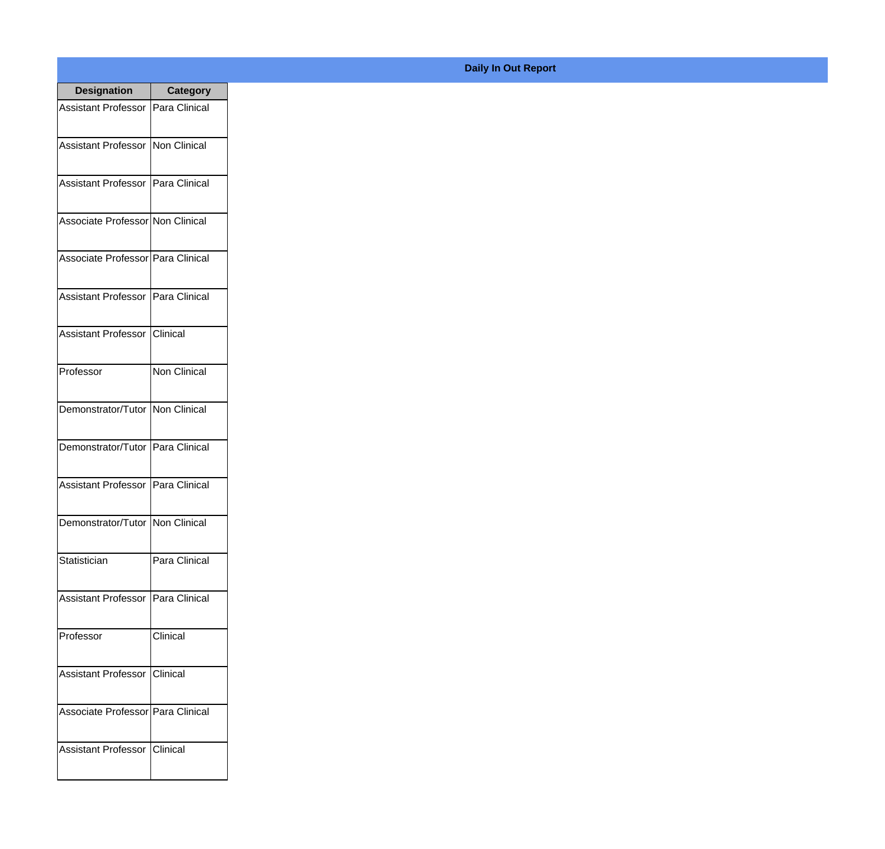**Daily In Out Report**

| Designation | Category |
| --- | --- |
| Assistant Professor | Para Clinical |
| Assistant Professor | Non Clinical |
| Assistant Professor | Para Clinical |
| Associate Professor | Non Clinical |
| Associate Professor | Para Clinical |
| Assistant Professor | Para Clinical |
| Assistant Professor | Clinical |
| Professor | Non Clinical |
| Demonstrator/Tutor | Non Clinical |
| Demonstrator/Tutor | Para Clinical |
| Assistant Professor | Para Clinical |
| Demonstrator/Tutor | Non Clinical |
| Statistician | Para Clinical |
| Assistant Professor | Para Clinical |
| Professor | Clinical |
| Assistant Professor | Clinical |
| Associate Professor | Para Clinical |
| Assistant Professor | Clinical |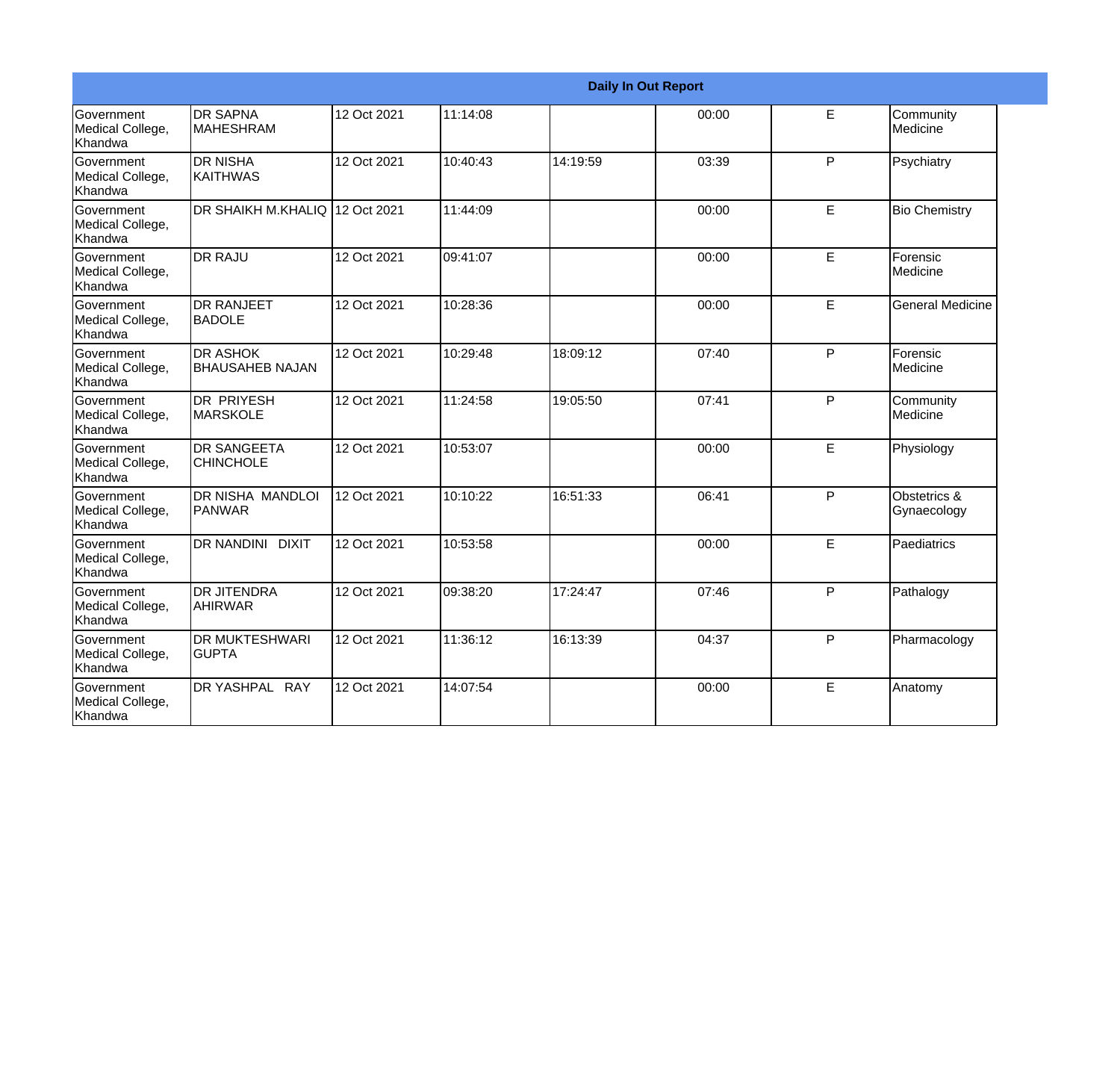| Daily In Out Report | | | | | | | |
|---|---|---|---|---|---|---|---|
| Government Medical College, Khandwa | DR SAPNA MAHESHRAM | 12 Oct 2021 | 11:14:08 | | 00:00 | E | Community Medicine |
| Government Medical College, Khandwa | DR NISHA KAITHWAS | 12 Oct 2021 | 10:40:43 | 14:19:59 | 03:39 | P | Psychiatry |
| Government Medical College, Khandwa | DR SHAIKH M.KHALIQ | 12 Oct 2021 | 11:44:09 | | 00:00 | E | Bio Chemistry |
| Government Medical College, Khandwa | DR RAJU | 12 Oct 2021 | 09:41:07 | | 00:00 | E | Forensic Medicine |
| Government Medical College, Khandwa | DR RANJEET BADOLE | 12 Oct 2021 | 10:28:36 | | 00:00 | E | General Medicine |
| Government Medical College, Khandwa | DR ASHOK BHAUSAHEB NAJAN | 12 Oct 2021 | 10:29:48 | 18:09:12 | 07:40 | P | Forensic Medicine |
| Government Medical College, Khandwa | DR PRIYESH MARSKOLE | 12 Oct 2021 | 11:24:58 | 19:05:50 | 07:41 | P | Community Medicine |
| Government Medical College, Khandwa | DR SANGEETA CHINCHOLE | 12 Oct 2021 | 10:53:07 | | 00:00 | E | Physiology |
| Government Medical College, Khandwa | DR NISHA MANDLOI PANWAR | 12 Oct 2021 | 10:10:22 | 16:51:33 | 06:41 | P | Obstetrics & Gynaecology |
| Government Medical College, Khandwa | DR NANDINI DIXIT | 12 Oct 2021 | 10:53:58 | | 00:00 | E | Paediatrics |
| Government Medical College, Khandwa | DR JITENDRA AHIRWAR | 12 Oct 2021 | 09:38:20 | 17:24:47 | 07:46 | P | Pathalogy |
| Government Medical College, Khandwa | DR MUKTESHWARI GUPTA | 12 Oct 2021 | 11:36:12 | 16:13:39 | 04:37 | P | Pharmacology |
| Government Medical College, Khandwa | DR YASHPAL RAY | 12 Oct 2021 | 14:07:54 | | 00:00 | E | Anatomy |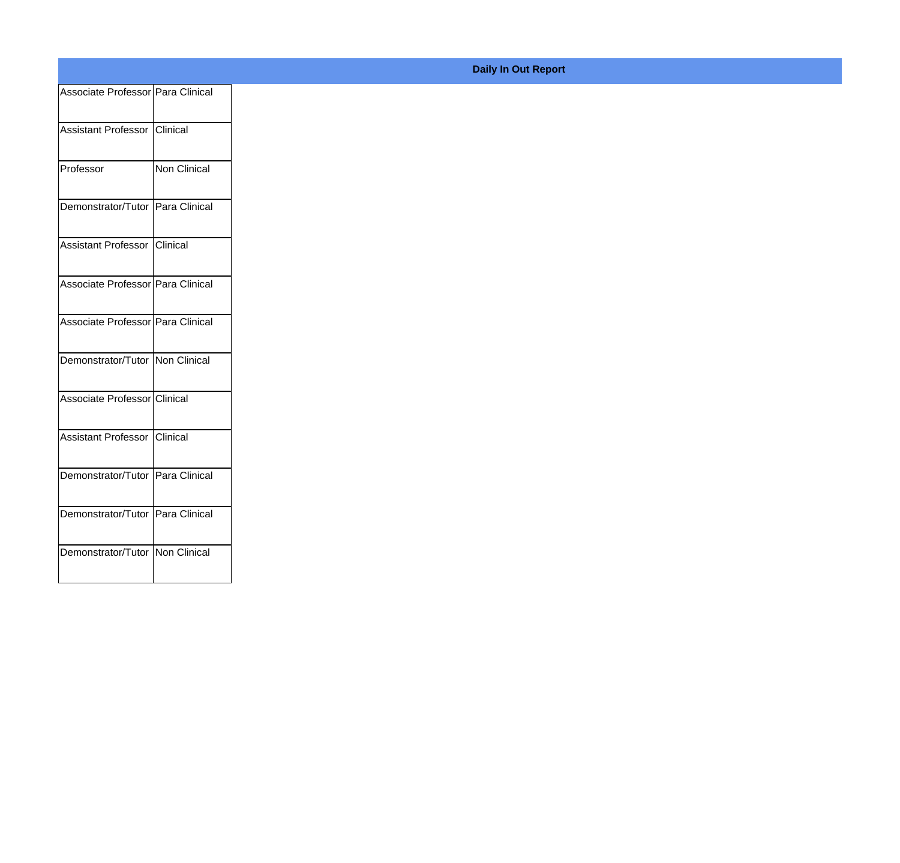**Daily In Out Report**

| | |
|---|---|
| Associate Professor | Para Clinical |
| Assistant Professor | Clinical |
| Professor | Non Clinical |
| Demonstrator/Tutor | Para Clinical |
| Assistant Professor | Clinical |
| Associate Professor | Para Clinical |
| Associate Professor | Para Clinical |
| Demonstrator/Tutor | Non Clinical |
| Associate Professor | Clinical |
| Assistant Professor | Clinical |
| Demonstrator/Tutor | Para Clinical |
| Demonstrator/Tutor | Para Clinical |
| Demonstrator/Tutor | Non Clinical |